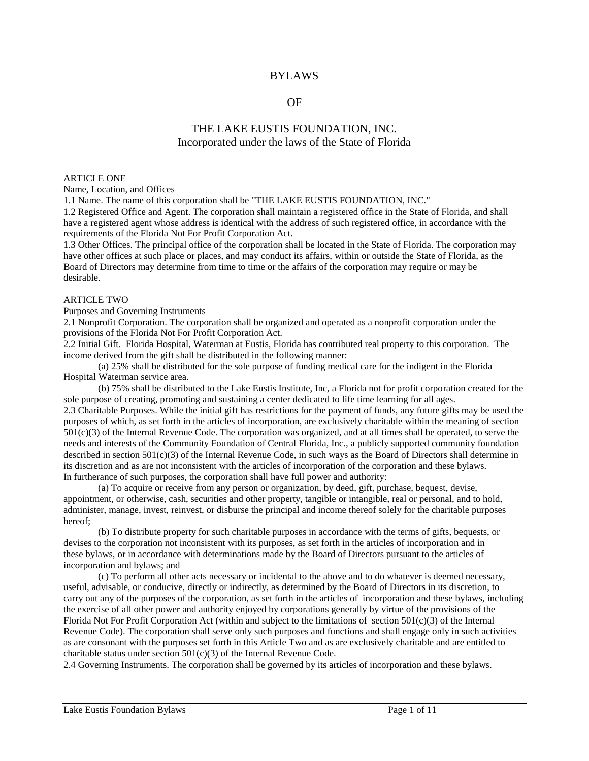# BYLAWS

# OF

# THE LAKE EUSTIS FOUNDATION, INC.

Incorporated under the laws of the State of Florida

## ARTICLE ONE

Name, Location, and Offices

1.1 Name. The name of this corporation shall be "THE LAKE EUSTIS FOUNDATION, INC."

1.2 Registered Office and Agent. The corporation shall maintain a registered office in the State of Florida, and shall have a registered agent whose address is identical with the address of such registered office, in accordance with the requirements of the Florida Not For Profit Corporation Act.

1.3 Other Offices. The principal office of the corporation shall be located in the State of Florida. The corporation may have other offices at such place or places, and may conduct its affairs, within or outside the State of Florida, as the Board of Directors may determine from time to time or the affairs of the corporation may require or may be desirable.

## ARTICLE TWO

Purposes and Governing Instruments

2.1 Nonprofit Corporation. The corporation shall be organized and operated as a nonprofit corporation under the provisions of the Florida Not For Profit Corporation Act.

2.2 Initial Gift. Florida Hospital, Waterman at Eustis, Florida has contributed real property to this corporation. The income derived from the gift shall be distributed in the following manner:

(a) 25% shall be distributed for the sole purpose of funding medical care for the indigent in the Florida Hospital Waterman service area.

(b) 75% shall be distributed to the Lake Eustis Institute, Inc, a Florida not for profit corporation created for the sole purpose of creating, promoting and sustaining a center dedicated to life time learning for all ages.

2.3 Charitable Purposes. While the initial gift has restrictions for the payment of funds, any future gifts may be used the purposes of which, as set forth in the articles of incorporation, are exclusively charitable within the meaning of section 501(c)(3) of the Internal Revenue Code. The corporation was organized, and at all times shall be operated, to serve the needs and interests of the Community Foundation of Central Florida, Inc., a publicly supported community foundation described in section 501(c)(3) of the Internal Revenue Code, in such ways as the Board of Directors shall determine in its discretion and as are not inconsistent with the articles of incorporation of the corporation and these bylaws.
In furtherance of such purposes, the corporation shall have full power and authority:

(a) To acquire or receive from any person or organization, by deed, gift, purchase, bequest, devise, appointment, or otherwise, cash, securities and other property, tangible or intangible, real or personal, and to hold, administer, manage, invest, reinvest, or disburse the principal and income thereof solely for the charitable purposes hereof;

(b) To distribute property for such charitable purposes in accordance with the terms of gifts, bequests, or devises to the corporation not inconsistent with its purposes, as set forth in the articles of incorporation and in these bylaws, or in accordance with determinations made by the Board of Directors pursuant to the articles of incorporation and bylaws; and

(c) To perform all other acts necessary or incidental to the above and to do whatever is deemed necessary, useful, advisable, or conducive, directly or indirectly, as determined by the Board of Directors in its discretion, to carry out any of the purposes of the corporation, as set forth in the articles of incorporation and these bylaws, including the exercise of all other power and authority enjoyed by corporations generally by virtue of the provisions of the Florida Not For Profit Corporation Act (within and subject to the limitations of section 501(c)(3) of the Internal Revenue Code). The corporation shall serve only such purposes and functions and shall engage only in such activities as are consonant with the purposes set forth in this Article Two and as are exclusively charitable and are entitled to charitable status under section 501(c)(3) of the Internal Revenue Code.

2.4 Governing Instruments. The corporation shall be governed by its articles of incorporation and these bylaws.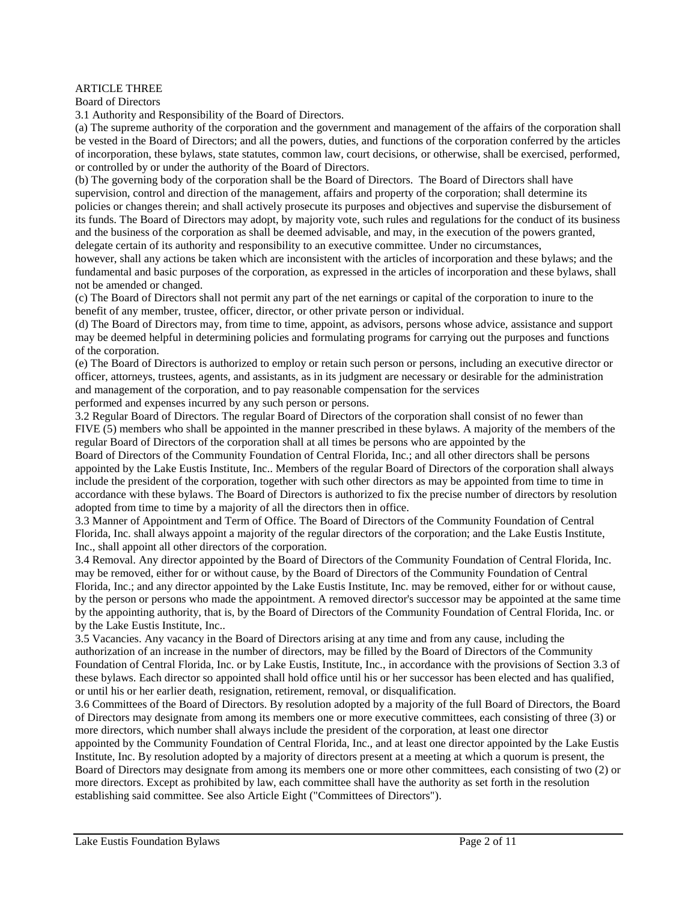# ARTICLE THREE

## Board of Directors

3.1 Authority and Responsibility of the Board of Directors.

(a) The supreme authority of the corporation and the government and management of the affairs of the corporation shall be vested in the Board of Directors; and all the powers, duties, and functions of the corporation conferred by the articles of incorporation, these bylaws, state statutes, common law, court decisions, or otherwise, shall be exercised, performed, or controlled by or under the authority of the Board of Directors.

(b) The governing body of the corporation shall be the Board of Directors. The Board of Directors shall have supervision, control and direction of the management, affairs and property of the corporation; shall determine its policies or changes therein; and shall actively prosecute its purposes and objectives and supervise the disbursement of its funds. The Board of Directors may adopt, by majority vote, such rules and regulations for the conduct of its business and the business of the corporation as shall be deemed advisable, and may, in the execution of the powers granted, delegate certain of its authority and responsibility to an executive committee. Under no circumstances, however, shall any actions be taken which are inconsistent with the articles of incorporation and these bylaws; and the fundamental and basic purposes of the corporation, as expressed in the articles of incorporation and these bylaws, shall not be amended or changed.

(c) The Board of Directors shall not permit any part of the net earnings or capital of the corporation to inure to the benefit of any member, trustee, officer, director, or other private person or individual.

(d) The Board of Directors may, from time to time, appoint, as advisors, persons whose advice, assistance and support may be deemed helpful in determining policies and formulating programs for carrying out the purposes and functions of the corporation.

(e) The Board of Directors is authorized to employ or retain such person or persons, including an executive director or officer, attorneys, trustees, agents, and assistants, as in its judgment are necessary or desirable for the administration and management of the corporation, and to pay reasonable compensation for the services performed and expenses incurred by any such person or persons.

3.2 Regular Board of Directors. The regular Board of Directors of the corporation shall consist of no fewer than FIVE (5) members who shall be appointed in the manner prescribed in these bylaws. A majority of the members of the regular Board of Directors of the corporation shall at all times be persons who are appointed by the Board of Directors of the Community Foundation of Central Florida, Inc.; and all other directors shall be persons appointed by the Lake Eustis Institute, Inc.. Members of the regular Board of Directors of the corporation shall always include the president of the corporation, together with such other directors as may be appointed from time to time in accordance with these bylaws. The Board of Directors is authorized to fix the precise number of directors by resolution adopted from time to time by a majority of all the directors then in office.

3.3 Manner of Appointment and Term of Office. The Board of Directors of the Community Foundation of Central Florida, Inc. shall always appoint a majority of the regular directors of the corporation; and the Lake Eustis Institute, Inc., shall appoint all other directors of the corporation.

3.4 Removal. Any director appointed by the Board of Directors of the Community Foundation of Central Florida, Inc. may be removed, either for or without cause, by the Board of Directors of the Community Foundation of Central Florida, Inc.; and any director appointed by the Lake Eustis Institute, Inc. may be removed, either for or without cause, by the person or persons who made the appointment. A removed director's successor may be appointed at the same time by the appointing authority, that is, by the Board of Directors of the Community Foundation of Central Florida, Inc. or by the Lake Eustis Institute, Inc..

3.5 Vacancies. Any vacancy in the Board of Directors arising at any time and from any cause, including the authorization of an increase in the number of directors, may be filled by the Board of Directors of the Community Foundation of Central Florida, Inc. or by Lake Eustis, Institute, Inc., in accordance with the provisions of Section 3.3 of these bylaws. Each director so appointed shall hold office until his or her successor has been elected and has qualified, or until his or her earlier death, resignation, retirement, removal, or disqualification.

3.6 Committees of the Board of Directors. By resolution adopted by a majority of the full Board of Directors, the Board of Directors may designate from among its members one or more executive committees, each consisting of three (3) or more directors, which number shall always include the president of the corporation, at least one director appointed by the Community Foundation of Central Florida, Inc., and at least one director appointed by the Lake Eustis Institute, Inc. By resolution adopted by a majority of directors present at a meeting at which a quorum is present, the Board of Directors may designate from among its members one or more other committees, each consisting of two (2) or more directors. Except as prohibited by law, each committee shall have the authority as set forth in the resolution establishing said committee. See also Article Eight ("Committees of Directors").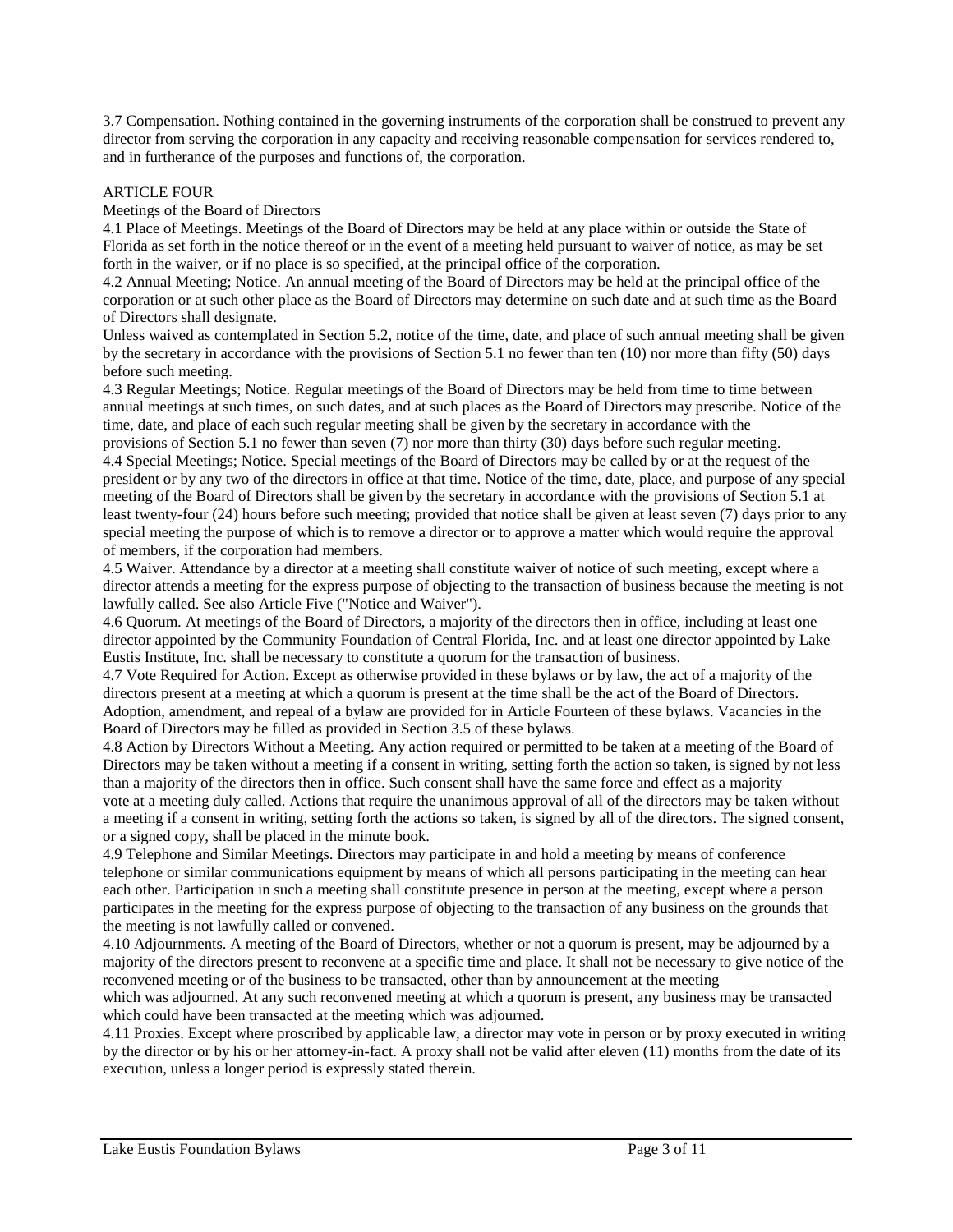3.7 Compensation. Nothing contained in the governing instruments of the corporation shall be construed to prevent any director from serving the corporation in any capacity and receiving reasonable compensation for services rendered to, and in furtherance of the purposes and functions of, the corporation.

ARTICLE FOUR

Meetings of the Board of Directors

4.1 Place of Meetings. Meetings of the Board of Directors may be held at any place within or outside the State of Florida as set forth in the notice thereof or in the event of a meeting held pursuant to waiver of notice, as may be set forth in the waiver, or if no place is so specified, at the principal office of the corporation.

4.2 Annual Meeting; Notice. An annual meeting of the Board of Directors may be held at the principal office of the corporation or at such other place as the Board of Directors may determine on such date and at such time as the Board of Directors shall designate.

Unless waived as contemplated in Section 5.2, notice of the time, date, and place of such annual meeting shall be given by the secretary in accordance with the provisions of Section 5.1 no fewer than ten (10) nor more than fifty (50) days before such meeting.

4.3 Regular Meetings; Notice. Regular meetings of the Board of Directors may be held from time to time between annual meetings at such times, on such dates, and at such places as the Board of Directors may prescribe. Notice of the time, date, and place of each such regular meeting shall be given by the secretary in accordance with the provisions of Section 5.1 no fewer than seven (7) nor more than thirty (30) days before such regular meeting.

4.4 Special Meetings; Notice. Special meetings of the Board of Directors may be called by or at the request of the president or by any two of the directors in office at that time. Notice of the time, date, place, and purpose of any special meeting of the Board of Directors shall be given by the secretary in accordance with the provisions of Section 5.1 at least twenty-four (24) hours before such meeting; provided that notice shall be given at least seven (7) days prior to any special meeting the purpose of which is to remove a director or to approve a matter which would require the approval of members, if the corporation had members.

4.5 Waiver. Attendance by a director at a meeting shall constitute waiver of notice of such meeting, except where a director attends a meeting for the express purpose of objecting to the transaction of business because the meeting is not lawfully called. See also Article Five ("Notice and Waiver").

4.6 Quorum. At meetings of the Board of Directors, a majority of the directors then in office, including at least one director appointed by the Community Foundation of Central Florida, Inc. and at least one director appointed by Lake Eustis Institute, Inc. shall be necessary to constitute a quorum for the transaction of business.

4.7 Vote Required for Action. Except as otherwise provided in these bylaws or by law, the act of a majority of the directors present at a meeting at which a quorum is present at the time shall be the act of the Board of Directors. Adoption, amendment, and repeal of a bylaw are provided for in Article Fourteen of these bylaws. Vacancies in the Board of Directors may be filled as provided in Section 3.5 of these bylaws.

4.8 Action by Directors Without a Meeting. Any action required or permitted to be taken at a meeting of the Board of Directors may be taken without a meeting if a consent in writing, setting forth the action so taken, is signed by not less than a majority of the directors then in office. Such consent shall have the same force and effect as a majority vote at a meeting duly called. Actions that require the unanimous approval of all of the directors may be taken without a meeting if a consent in writing, setting forth the actions so taken, is signed by all of the directors. The signed consent, or a signed copy, shall be placed in the minute book.

4.9 Telephone and Similar Meetings. Directors may participate in and hold a meeting by means of conference telephone or similar communications equipment by means of which all persons participating in the meeting can hear each other. Participation in such a meeting shall constitute presence in person at the meeting, except where a person participates in the meeting for the express purpose of objecting to the transaction of any business on the grounds that the meeting is not lawfully called or convened.

4.10 Adjournments. A meeting of the Board of Directors, whether or not a quorum is present, may be adjourned by a majority of the directors present to reconvene at a specific time and place. It shall not be necessary to give notice of the reconvened meeting or of the business to be transacted, other than by announcement at the meeting which was adjourned. At any such reconvened meeting at which a quorum is present, any business may be transacted which could have been transacted at the meeting which was adjourned.

4.11 Proxies. Except where proscribed by applicable law, a director may vote in person or by proxy executed in writing by the director or by his or her attorney-in-fact. A proxy shall not be valid after eleven (11) months from the date of its execution, unless a longer period is expressly stated therein.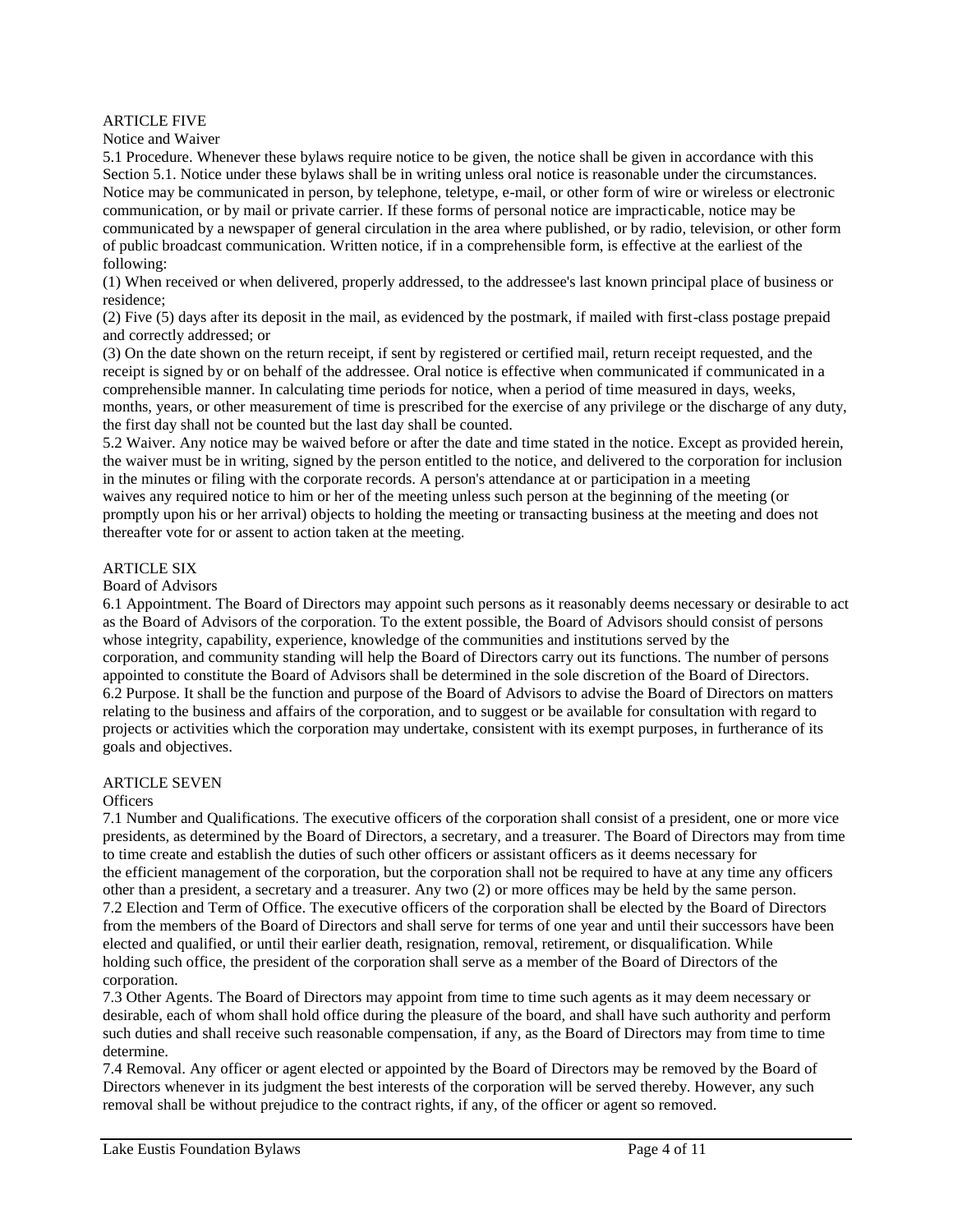## ARTICLE FIVE

### Notice and Waiver

5.1 Procedure. Whenever these bylaws require notice to be given, the notice shall be given in accordance with this Section 5.1. Notice under these bylaws shall be in writing unless oral notice is reasonable under the circumstances. Notice may be communicated in person, by telephone, teletype, e-mail, or other form of wire or wireless or electronic communication, or by mail or private carrier. If these forms of personal notice are impracticable, notice may be communicated by a newspaper of general circulation in the area where published, or by radio, television, or other form of public broadcast communication. Written notice, if in a comprehensible form, is effective at the earliest of the following:

(1) When received or when delivered, properly addressed, to the addressee's last known principal place of business or residence;

(2) Five (5) days after its deposit in the mail, as evidenced by the postmark, if mailed with first-class postage prepaid and correctly addressed; or

(3) On the date shown on the return receipt, if sent by registered or certified mail, return receipt requested, and the receipt is signed by or on behalf of the addressee. Oral notice is effective when communicated if communicated in a comprehensible manner. In calculating time periods for notice, when a period of time measured in days, weeks, months, years, or other measurement of time is prescribed for the exercise of any privilege or the discharge of any duty, the first day shall not be counted but the last day shall be counted.

5.2 Waiver. Any notice may be waived before or after the date and time stated in the notice. Except as provided herein, the waiver must be in writing, signed by the person entitled to the notice, and delivered to the corporation for inclusion in the minutes or filing with the corporate records. A person's attendance at or participation in a meeting waives any required notice to him or her of the meeting unless such person at the beginning of the meeting (or promptly upon his or her arrival) objects to holding the meeting or transacting business at the meeting and does not thereafter vote for or assent to action taken at the meeting.

## ARTICLE SIX

### Board of Advisors

6.1 Appointment. The Board of Directors may appoint such persons as it reasonably deems necessary or desirable to act as the Board of Advisors of the corporation. To the extent possible, the Board of Advisors should consist of persons whose integrity, capability, experience, knowledge of the communities and institutions served by the corporation, and community standing will help the Board of Directors carry out its functions. The number of persons appointed to constitute the Board of Advisors shall be determined in the sole discretion of the Board of Directors.

6.2 Purpose. It shall be the function and purpose of the Board of Advisors to advise the Board of Directors on matters relating to the business and affairs of the corporation, and to suggest or be available for consultation with regard to projects or activities which the corporation may undertake, consistent with its exempt purposes, in furtherance of its goals and objectives.

## ARTICLE SEVEN

### Officers

7.1 Number and Qualifications. The executive officers of the corporation shall consist of a president, one or more vice presidents, as determined by the Board of Directors, a secretary, and a treasurer. The Board of Directors may from time to time create and establish the duties of such other officers or assistant officers as it deems necessary for the efficient management of the corporation, but the corporation shall not be required to have at any time any officers other than a president, a secretary and a treasurer. Any two (2) or more offices may be held by the same person.

7.2 Election and Term of Office. The executive officers of the corporation shall be elected by the Board of Directors from the members of the Board of Directors and shall serve for terms of one year and until their successors have been elected and qualified, or until their earlier death, resignation, removal, retirement, or disqualification. While holding such office, the president of the corporation shall serve as a member of the Board of Directors of the corporation.

7.3 Other Agents. The Board of Directors may appoint from time to time such agents as it may deem necessary or desirable, each of whom shall hold office during the pleasure of the board, and shall have such authority and perform such duties and shall receive such reasonable compensation, if any, as the Board of Directors may from time to time determine.

7.4 Removal. Any officer or agent elected or appointed by the Board of Directors may be removed by the Board of Directors whenever in its judgment the best interests of the corporation will be served thereby. However, any such removal shall be without prejudice to the contract rights, if any, of the officer or agent so removed.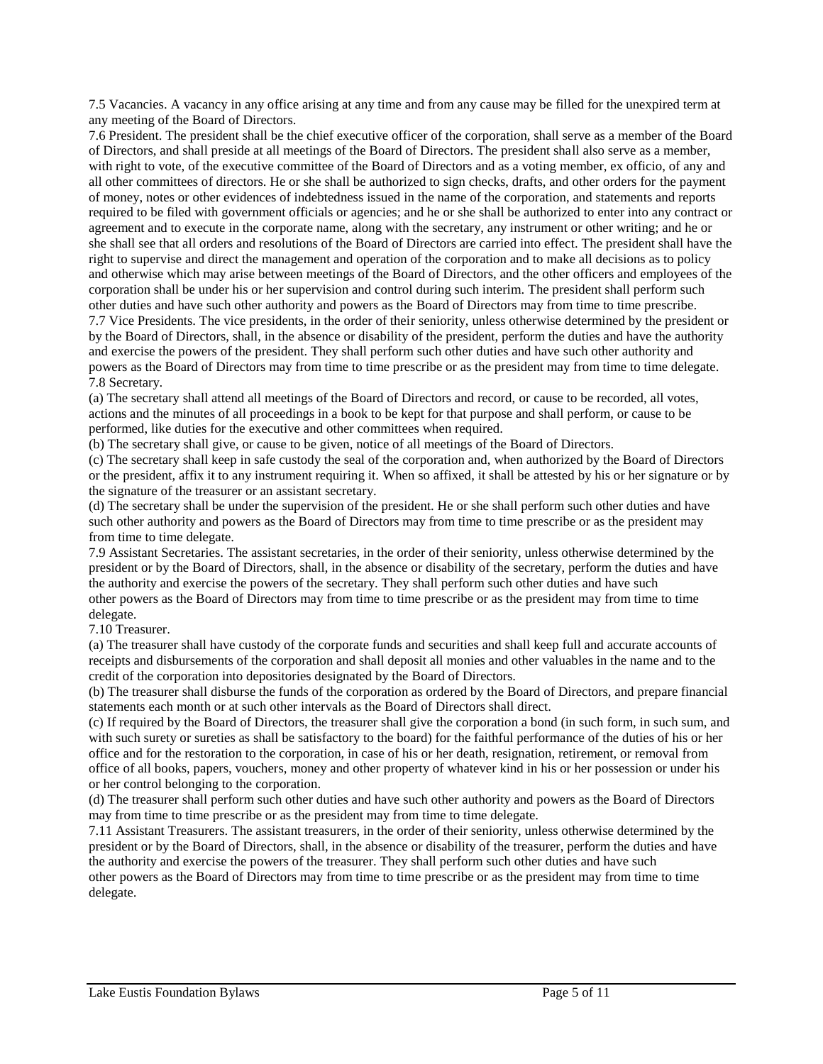7.5 Vacancies. A vacancy in any office arising at any time and from any cause may be filled for the unexpired term at any meeting of the Board of Directors.

7.6 President. The president shall be the chief executive officer of the corporation, shall serve as a member of the Board of Directors, and shall preside at all meetings of the Board of Directors. The president shall also serve as a member, with right to vote, of the executive committee of the Board of Directors and as a voting member, ex officio, of any and all other committees of directors. He or she shall be authorized to sign checks, drafts, and other orders for the payment of money, notes or other evidences of indebtedness issued in the name of the corporation, and statements and reports required to be filed with government officials or agencies; and he or she shall be authorized to enter into any contract or agreement and to execute in the corporate name, along with the secretary, any instrument or other writing; and he or she shall see that all orders and resolutions of the Board of Directors are carried into effect. The president shall have the right to supervise and direct the management and operation of the corporation and to make all decisions as to policy and otherwise which may arise between meetings of the Board of Directors, and the other officers and employees of the corporation shall be under his or her supervision and control during such interim. The president shall perform such other duties and have such other authority and powers as the Board of Directors may from time to time prescribe.

7.7 Vice Presidents. The vice presidents, in the order of their seniority, unless otherwise determined by the president or by the Board of Directors, shall, in the absence or disability of the president, perform the duties and have the authority and exercise the powers of the president. They shall perform such other duties and have such other authority and powers as the Board of Directors may from time to time prescribe or as the president may from time to time delegate.

7.8 Secretary.

(a) The secretary shall attend all meetings of the Board of Directors and record, or cause to be recorded, all votes, actions and the minutes of all proceedings in a book to be kept for that purpose and shall perform, or cause to be performed, like duties for the executive and other committees when required.

(b) The secretary shall give, or cause to be given, notice of all meetings of the Board of Directors.

(c) The secretary shall keep in safe custody the seal of the corporation and, when authorized by the Board of Directors or the president, affix it to any instrument requiring it. When so affixed, it shall be attested by his or her signature or by the signature of the treasurer or an assistant secretary.

(d) The secretary shall be under the supervision of the president. He or she shall perform such other duties and have such other authority and powers as the Board of Directors may from time to time prescribe or as the president may from time to time delegate.

7.9 Assistant Secretaries. The assistant secretaries, in the order of their seniority, unless otherwise determined by the president or by the Board of Directors, shall, in the absence or disability of the secretary, perform the duties and have the authority and exercise the powers of the secretary. They shall perform such other duties and have such other powers as the Board of Directors may from time to time prescribe or as the president may from time to time delegate.

7.10 Treasurer.

(a) The treasurer shall have custody of the corporate funds and securities and shall keep full and accurate accounts of receipts and disbursements of the corporation and shall deposit all monies and other valuables in the name and to the credit of the corporation into depositories designated by the Board of Directors.

(b) The treasurer shall disburse the funds of the corporation as ordered by the Board of Directors, and prepare financial statements each month or at such other intervals as the Board of Directors shall direct.

(c) If required by the Board of Directors, the treasurer shall give the corporation a bond (in such form, in such sum, and with such surety or sureties as shall be satisfactory to the board) for the faithful performance of the duties of his or her office and for the restoration to the corporation, in case of his or her death, resignation, retirement, or removal from office of all books, papers, vouchers, money and other property of whatever kind in his or her possession or under his or her control belonging to the corporation.

(d) The treasurer shall perform such other duties and have such other authority and powers as the Board of Directors may from time to time prescribe or as the president may from time to time delegate.

7.11 Assistant Treasurers. The assistant treasurers, in the order of their seniority, unless otherwise determined by the president or by the Board of Directors, shall, in the absence or disability of the treasurer, perform the duties and have the authority and exercise the powers of the treasurer. They shall perform such other duties and have such other powers as the Board of Directors may from time to time prescribe or as the president may from time to time delegate.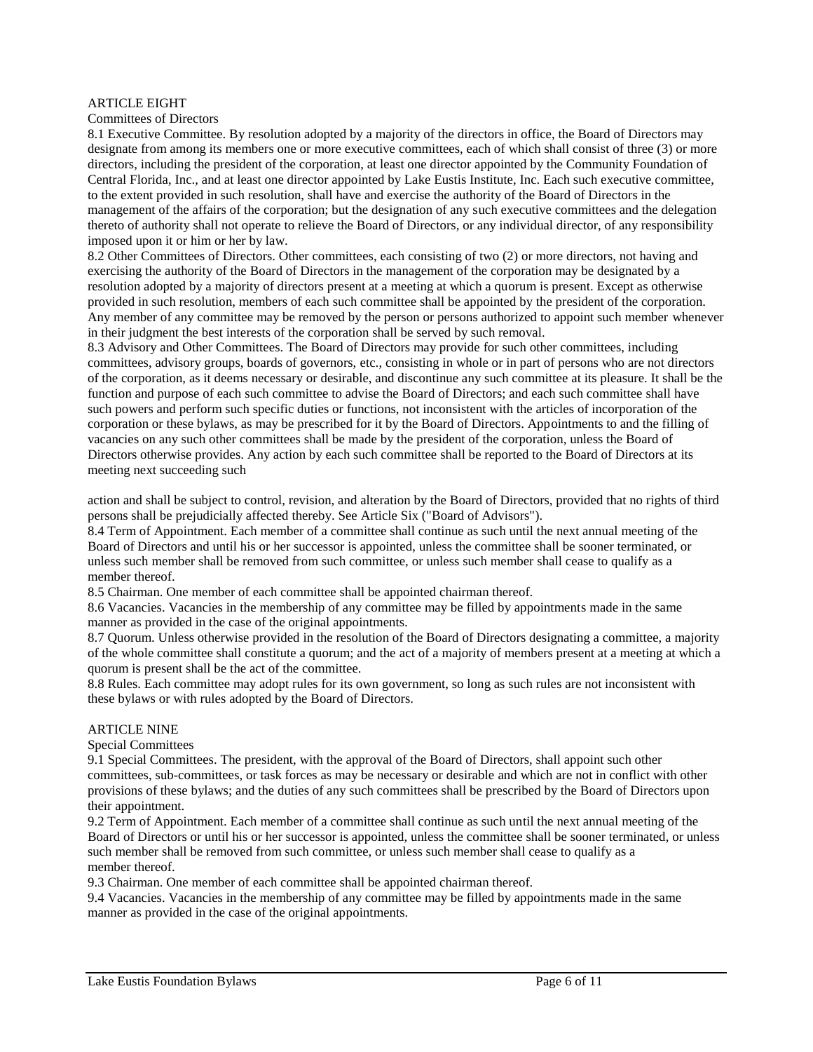## ARTICLE EIGHT

### Committees of Directors

8.1 Executive Committee. By resolution adopted by a majority of the directors in office, the Board of Directors may designate from among its members one or more executive committees, each of which shall consist of three (3) or more directors, including the president of the corporation, at least one director appointed by the Community Foundation of Central Florida, Inc., and at least one director appointed by Lake Eustis Institute, Inc. Each such executive committee, to the extent provided in such resolution, shall have and exercise the authority of the Board of Directors in the management of the affairs of the corporation; but the designation of any such executive committees and the delegation thereto of authority shall not operate to relieve the Board of Directors, or any individual director, of any responsibility imposed upon it or him or her by law.

8.2 Other Committees of Directors. Other committees, each consisting of two (2) or more directors, not having and exercising the authority of the Board of Directors in the management of the corporation may be designated by a resolution adopted by a majority of directors present at a meeting at which a quorum is present. Except as otherwise provided in such resolution, members of each such committee shall be appointed by the president of the corporation. Any member of any committee may be removed by the person or persons authorized to appoint such member whenever in their judgment the best interests of the corporation shall be served by such removal.

8.3 Advisory and Other Committees. The Board of Directors may provide for such other committees, including committees, advisory groups, boards of governors, etc., consisting in whole or in part of persons who are not directors of the corporation, as it deems necessary or desirable, and discontinue any such committee at its pleasure. It shall be the function and purpose of each such committee to advise the Board of Directors; and each such committee shall have such powers and perform such specific duties or functions, not inconsistent with the articles of incorporation of the corporation or these bylaws, as may be prescribed for it by the Board of Directors. Appointments to and the filling of vacancies on any such other committees shall be made by the president of the corporation, unless the Board of Directors otherwise provides. Any action by each such committee shall be reported to the Board of Directors at its meeting next succeeding such action and shall be subject to control, revision, and alteration by the Board of Directors, provided that no rights of third persons shall be prejudicially affected thereby. See Article Six ("Board of Advisors").

8.4 Term of Appointment. Each member of a committee shall continue as such until the next annual meeting of the Board of Directors and until his or her successor is appointed, unless the committee shall be sooner terminated, or unless such member shall be removed from such committee, or unless such member shall cease to qualify as a member thereof.

8.5 Chairman. One member of each committee shall be appointed chairman thereof.

8.6 Vacancies. Vacancies in the membership of any committee may be filled by appointments made in the same manner as provided in the case of the original appointments.

8.7 Quorum. Unless otherwise provided in the resolution of the Board of Directors designating a committee, a majority of the whole committee shall constitute a quorum; and the act of a majority of members present at a meeting at which a quorum is present shall be the act of the committee.

8.8 Rules. Each committee may adopt rules for its own government, so long as such rules are not inconsistent with these bylaws or with rules adopted by the Board of Directors.

## ARTICLE NINE

### Special Committees

9.1 Special Committees. The president, with the approval of the Board of Directors, shall appoint such other committees, sub-committees, or task forces as may be necessary or desirable and which are not in conflict with other provisions of these bylaws; and the duties of any such committees shall be prescribed by the Board of Directors upon their appointment.

9.2 Term of Appointment. Each member of a committee shall continue as such until the next annual meeting of the Board of Directors or until his or her successor is appointed, unless the committee shall be sooner terminated, or unless such member shall be removed from such committee, or unless such member shall cease to qualify as a member thereof.

9.3 Chairman. One member of each committee shall be appointed chairman thereof.

9.4 Vacancies. Vacancies in the membership of any committee may be filled by appointments made in the same manner as provided in the case of the original appointments.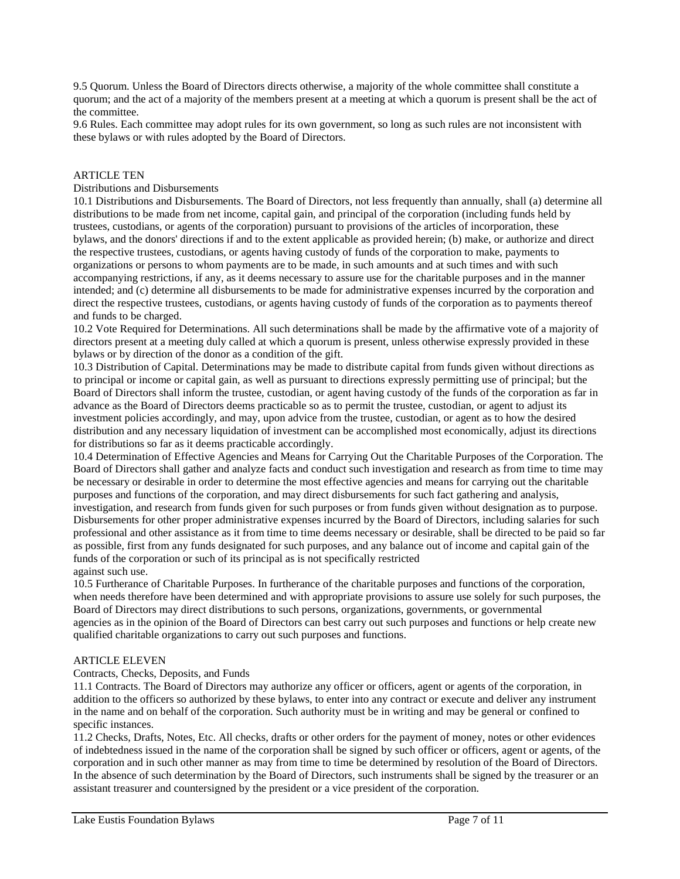9.5 Quorum. Unless the Board of Directors directs otherwise, a majority of the whole committee shall constitute a quorum; and the act of a majority of the members present at a meeting at which a quorum is present shall be the act of the committee.

9.6 Rules. Each committee may adopt rules for its own government, so long as such rules are not inconsistent with these bylaws or with rules adopted by the Board of Directors.

## ARTICLE TEN

### Distributions and Disbursements

10.1 Distributions and Disbursements. The Board of Directors, not less frequently than annually, shall (a) determine all distributions to be made from net income, capital gain, and principal of the corporation (including funds held by trustees, custodians, or agents of the corporation) pursuant to provisions of the articles of incorporation, these bylaws, and the donors' directions if and to the extent applicable as provided herein; (b) make, or authorize and direct the respective trustees, custodians, or agents having custody of funds of the corporation to make, payments to organizations or persons to whom payments are to be made, in such amounts and at such times and with such accompanying restrictions, if any, as it deems necessary to assure use for the charitable purposes and in the manner intended; and (c) determine all disbursements to be made for administrative expenses incurred by the corporation and direct the respective trustees, custodians, or agents having custody of funds of the corporation as to payments thereof and funds to be charged.

10.2 Vote Required for Determinations. All such determinations shall be made by the affirmative vote of a majority of directors present at a meeting duly called at which a quorum is present, unless otherwise expressly provided in these bylaws or by direction of the donor as a condition of the gift.

10.3 Distribution of Capital. Determinations may be made to distribute capital from funds given without directions as to principal or income or capital gain, as well as pursuant to directions expressly permitting use of principal; but the Board of Directors shall inform the trustee, custodian, or agent having custody of the funds of the corporation as far in advance as the Board of Directors deems practicable so as to permit the trustee, custodian, or agent to adjust its investment policies accordingly, and may, upon advice from the trustee, custodian, or agent as to how the desired distribution and any necessary liquidation of investment can be accomplished most economically, adjust its directions for distributions so far as it deems practicable accordingly.

10.4 Determination of Effective Agencies and Means for Carrying Out the Charitable Purposes of the Corporation. The Board of Directors shall gather and analyze facts and conduct such investigation and research as from time to time may be necessary or desirable in order to determine the most effective agencies and means for carrying out the charitable purposes and functions of the corporation, and may direct disbursements for such fact gathering and analysis, investigation, and research from funds given for such purposes or from funds given without designation as to purpose. Disbursements for other proper administrative expenses incurred by the Board of Directors, including salaries for such professional and other assistance as it from time to time deems necessary or desirable, shall be directed to be paid so far as possible, first from any funds designated for such purposes, and any balance out of income and capital gain of the funds of the corporation or such of its principal as is not specifically restricted against such use.

10.5 Furtherance of Charitable Purposes. In furtherance of the charitable purposes and functions of the corporation, when needs therefore have been determined and with appropriate provisions to assure use solely for such purposes, the Board of Directors may direct distributions to such persons, organizations, governments, or governmental agencies as in the opinion of the Board of Directors can best carry out such purposes and functions or help create new qualified charitable organizations to carry out such purposes and functions.

## ARTICLE ELEVEN

### Contracts, Checks, Deposits, and Funds

11.1 Contracts. The Board of Directors may authorize any officer or officers, agent or agents of the corporation, in addition to the officers so authorized by these bylaws, to enter into any contract or execute and deliver any instrument in the name and on behalf of the corporation. Such authority must be in writing and may be general or confined to specific instances.

11.2 Checks, Drafts, Notes, Etc. All checks, drafts or other orders for the payment of money, notes or other evidences of indebtedness issued in the name of the corporation shall be signed by such officer or officers, agent or agents, of the corporation and in such other manner as may from time to time be determined by resolution of the Board of Directors. In the absence of such determination by the Board of Directors, such instruments shall be signed by the treasurer or an assistant treasurer and countersigned by the president or a vice president of the corporation.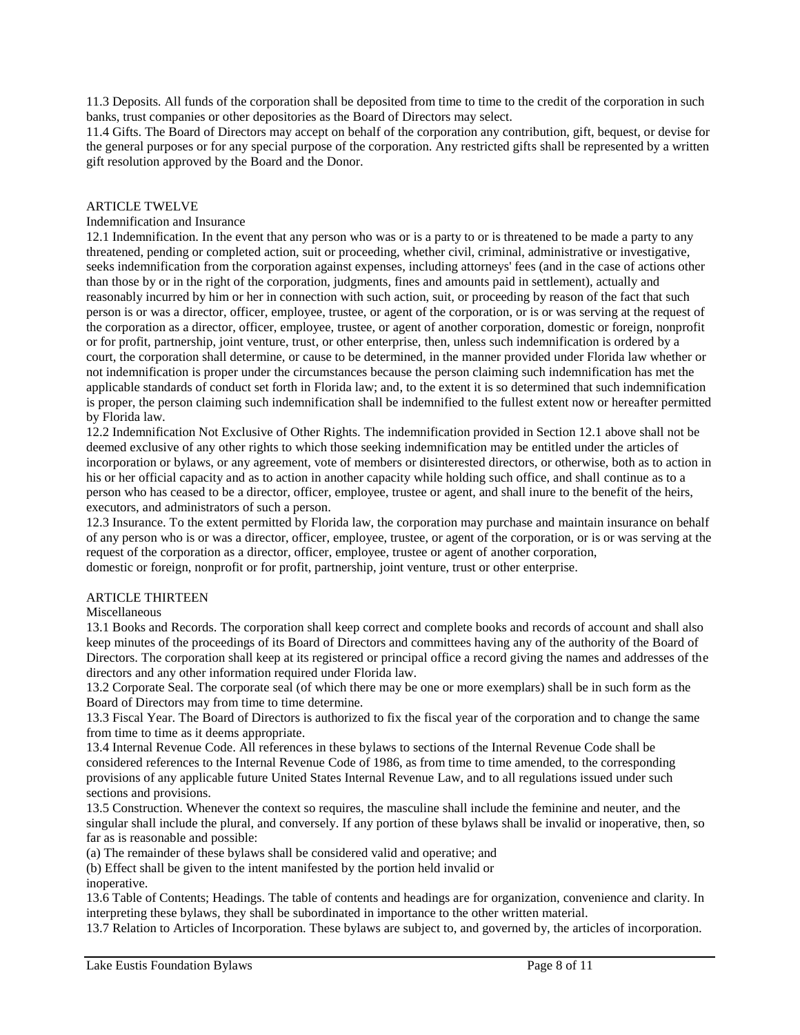11.3 Deposits. All funds of the corporation shall be deposited from time to time to the credit of the corporation in such banks, trust companies or other depositories as the Board of Directors may select.

11.4 Gifts. The Board of Directors may accept on behalf of the corporation any contribution, gift, bequest, or devise for the general purposes or for any special purpose of the corporation. Any restricted gifts shall be represented by a written gift resolution approved by the Board and the Donor.

## ARTICLE TWELVE

### Indemnification and Insurance

12.1 Indemnification. In the event that any person who was or is a party to or is threatened to be made a party to any threatened, pending or completed action, suit or proceeding, whether civil, criminal, administrative or investigative, seeks indemnification from the corporation against expenses, including attorneys' fees (and in the case of actions other than those by or in the right of the corporation, judgments, fines and amounts paid in settlement), actually and reasonably incurred by him or her in connection with such action, suit, or proceeding by reason of the fact that such person is or was a director, officer, employee, trustee, or agent of the corporation, or is or was serving at the request of the corporation as a director, officer, employee, trustee, or agent of another corporation, domestic or foreign, nonprofit or for profit, partnership, joint venture, trust, or other enterprise, then, unless such indemnification is ordered by a court, the corporation shall determine, or cause to be determined, in the manner provided under Florida law whether or not indemnification is proper under the circumstances because the person claiming such indemnification has met the applicable standards of conduct set forth in Florida law; and, to the extent it is so determined that such indemnification is proper, the person claiming such indemnification shall be indemnified to the fullest extent now or hereafter permitted by Florida law.

12.2 Indemnification Not Exclusive of Other Rights. The indemnification provided in Section 12.1 above shall not be deemed exclusive of any other rights to which those seeking indemnification may be entitled under the articles of incorporation or bylaws, or any agreement, vote of members or disinterested directors, or otherwise, both as to action in his or her official capacity and as to action in another capacity while holding such office, and shall continue as to a person who has ceased to be a director, officer, employee, trustee or agent, and shall inure to the benefit of the heirs, executors, and administrators of such a person.

12.3 Insurance. To the extent permitted by Florida law, the corporation may purchase and maintain insurance on behalf of any person who is or was a director, officer, employee, trustee, or agent of the corporation, or is or was serving at the request of the corporation as a director, officer, employee, trustee or agent of another corporation, domestic or foreign, nonprofit or for profit, partnership, joint venture, trust or other enterprise.

## ARTICLE THIRTEEN

### Miscellaneous

13.1 Books and Records. The corporation shall keep correct and complete books and records of account and shall also keep minutes of the proceedings of its Board of Directors and committees having any of the authority of the Board of Directors. The corporation shall keep at its registered or principal office a record giving the names and addresses of the directors and any other information required under Florida law.

13.2 Corporate Seal. The corporate seal (of which there may be one or more exemplars) shall be in such form as the Board of Directors may from time to time determine.

13.3 Fiscal Year. The Board of Directors is authorized to fix the fiscal year of the corporation and to change the same from time to time as it deems appropriate.

13.4 Internal Revenue Code. All references in these bylaws to sections of the Internal Revenue Code shall be considered references to the Internal Revenue Code of 1986, as from time to time amended, to the corresponding provisions of any applicable future United States Internal Revenue Law, and to all regulations issued under such sections and provisions.

13.5 Construction. Whenever the context so requires, the masculine shall include the feminine and neuter, and the singular shall include the plural, and conversely. If any portion of these bylaws shall be invalid or inoperative, then, so far as is reasonable and possible:

(a) The remainder of these bylaws shall be considered valid and operative; and

(b) Effect shall be given to the intent manifested by the portion held invalid or inoperative.

13.6 Table of Contents; Headings. The table of contents and headings are for organization, convenience and clarity. In interpreting these bylaws, they shall be subordinated in importance to the other written material.

13.7 Relation to Articles of Incorporation. These bylaws are subject to, and governed by, the articles of incorporation.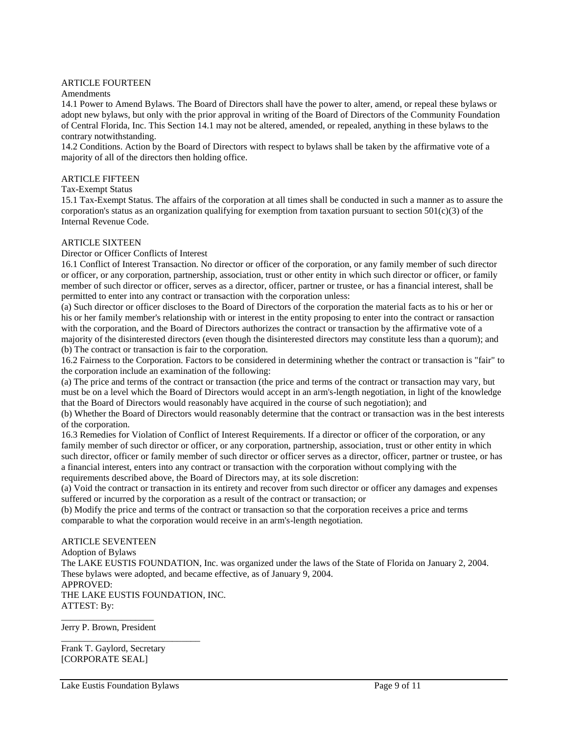## ARTICLE FOURTEEN

### Amendments

14.1 Power to Amend Bylaws. The Board of Directors shall have the power to alter, amend, or repeal these bylaws or adopt new bylaws, but only with the prior approval in writing of the Board of Directors of the Community Foundation of Central Florida, Inc. This Section 14.1 may not be altered, amended, or repealed, anything in these bylaws to the contrary notwithstanding.

14.2 Conditions. Action by the Board of Directors with respect to bylaws shall be taken by the affirmative vote of a majority of all of the directors then holding office.

## ARTICLE FIFTEEN

### Tax-Exempt Status

15.1 Tax-Exempt Status. The affairs of the corporation at all times shall be conducted in such a manner as to assure the corporation's status as an organization qualifying for exemption from taxation pursuant to section 501(c)(3) of the Internal Revenue Code.

## ARTICLE SIXTEEN

### Director or Officer Conflicts of Interest

16.1 Conflict of Interest Transaction. No director or officer of the corporation, or any family member of such director or officer, or any corporation, partnership, association, trust or other entity in which such director or officer, or family member of such director or officer, serves as a director, officer, partner or trustee, or has a financial interest, shall be permitted to enter into any contract or transaction with the corporation unless:

(a) Such director or officer discloses to the Board of Directors of the corporation the material facts as to his or her or his or her family member's relationship with or interest in the entity proposing to enter into the contract or ransaction with the corporation, and the Board of Directors authorizes the contract or transaction by the affirmative vote of a majority of the disinterested directors (even though the disinterested directors may constitute less than a quorum); and

(b) The contract or transaction is fair to the corporation.

16.2 Fairness to the Corporation. Factors to be considered in determining whether the contract or transaction is "fair" to the corporation include an examination of the following:

(a) The price and terms of the contract or transaction (the price and terms of the contract or transaction may vary, but must be on a level which the Board of Directors would accept in an arm's-length negotiation, in light of the knowledge that the Board of Directors would reasonably have acquired in the course of such negotiation); and

(b) Whether the Board of Directors would reasonably determine that the contract or transaction was in the best interests of the corporation.

16.3 Remedies for Violation of Conflict of Interest Requirements. If a director or officer of the corporation, or any family member of such director or officer, or any corporation, partnership, association, trust or other entity in which such director, officer or family member of such director or officer serves as a director, officer, partner or trustee, or has a financial interest, enters into any contract or transaction with the corporation without complying with the requirements described above, the Board of Directors may, at its sole discretion:

(a) Void the contract or transaction in its entirety and recover from such director or officer any damages and expenses suffered or incurred by the corporation as a result of the contract or transaction; or

(b) Modify the price and terms of the contract or transaction so that the corporation receives a price and terms comparable to what the corporation would receive in an arm's-length negotiation.

## ARTICLE SEVENTEEN

### Adoption of Bylaws

The LAKE EUSTIS FOUNDATION, Inc. was organized under the laws of the State of Florida on January 2, 2004. These bylaws were adopted, and became effective, as of January 9, 2004.

APPROVED:

THE LAKE EUSTIS FOUNDATION, INC.

ATTEST: By:

____________________

Jerry P. Brown, President

______________________________

Frank T. Gaylord, Secretary

[CORPORATE SEAL]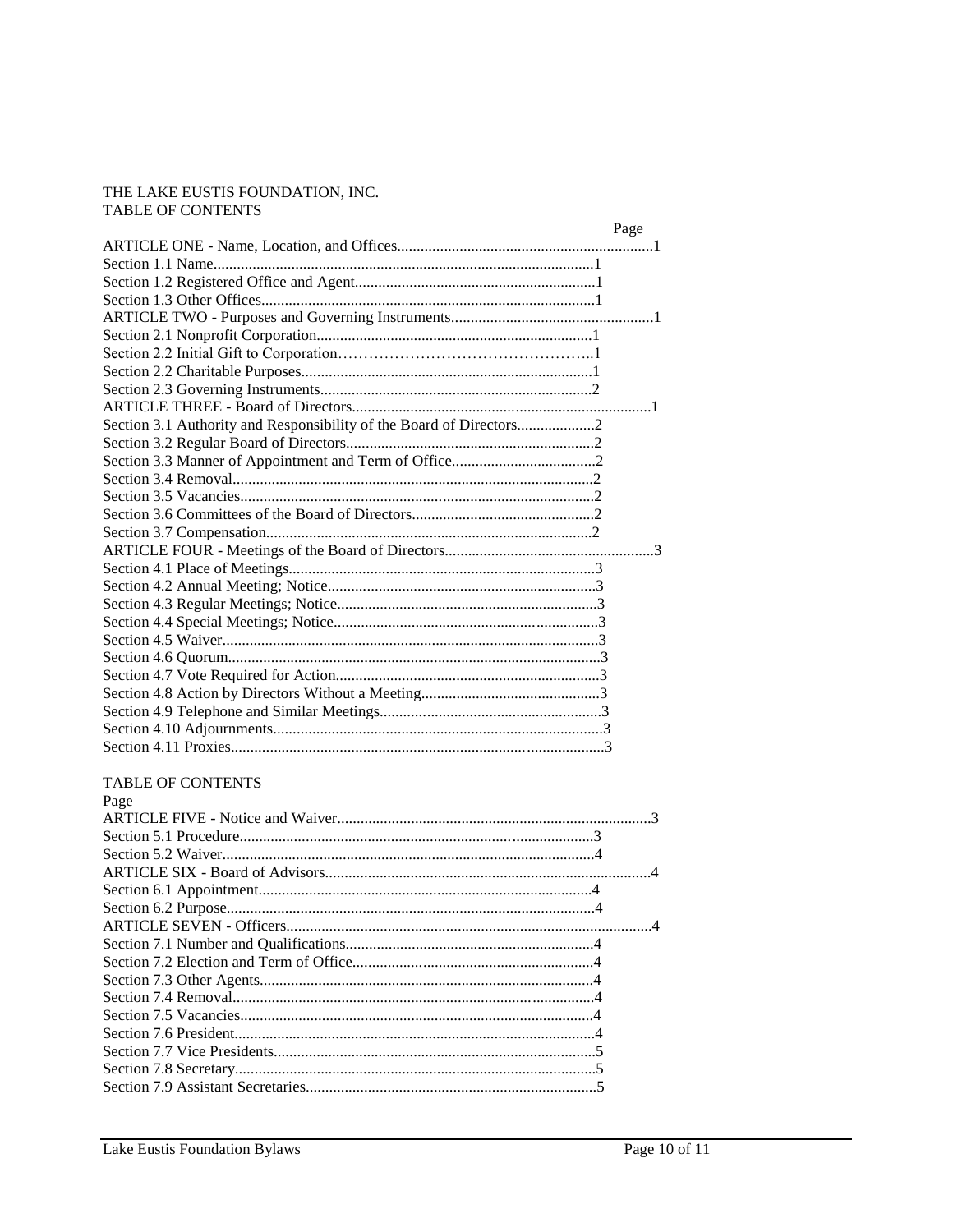THE LAKE EUSTIS FOUNDATION, INC.
TABLE OF CONTENTS

Page

ARTICLE ONE - Name, Location, and Offices.................................................................1
Section 1.1 Name.................................................................................................1
Section 1.2 Registered Office and Agent..............................................................1
Section 1.3 Other Offices.....................................................................................1
ARTICLE TWO - Purposes and Governing Instruments...................................................1
Section 2.1 Nonprofit Corporation.......................................................................1
Section 2.2 Initial Gift to Corporation…………………………………………..1
Section 2.2 Charitable Purposes...........................................................................1
Section 2.3 Governing Instruments.....................................................................2
ARTICLE THREE - Board of Directors.............................................................................1
Section 3.1 Authority and Responsibility of the Board of Directors....................2
Section 3.2 Regular Board of Directors................................................................2
Section 3.3 Manner of Appointment and Term of Office.....................................2
Section 3.4 Removal............................................................................................2
Section 3.5 Vacancies...........................................................................................2
Section 3.6 Committees of the Board of Directors...............................................2
Section 3.7 Compensation....................................................................................2
ARTICLE FOUR - Meetings of the Board of Directors.....................................................3
Section 4.1 Place of Meetings..............................................................................3
Section 4.2 Annual Meeting; Notice....................................................................3
Section 4.3 Regular Meetings; Notice..................................................................3
Section 4.4 Special Meetings; Notice...................................................................3
Section 4.5 Waiver................................................................................................3
Section 4.6 Quorum...............................................................................................3
Section 4.7 Vote Required for Action...................................................................3
Section 4.8 Action by Directors Without a Meeting.............................................3
Section 4.9 Telephone and Similar Meetings........................................................3
Section 4.10 Adjournments....................................................................................3
Section 4.11 Proxies...............................................................................................3

TABLE OF CONTENTS

Page

ARTICLE FIVE - Notice and Waiver.................................................................................3
Section 5.1 Procedure..........................................................................................3
Section 5.2 Waiver...............................................................................................4
ARTICLE SIX - Board of Advisors...................................................................................4
Section 6.1 Appointment.....................................................................................4
Section 6.2 Purpose.............................................................................................4
ARTICLE SEVEN - Officers..............................................................................................4
Section 7.1 Number and Qualifications...............................................................4
Section 7.2 Election and Term of Office.............................................................4
Section 7.3 Other Agents.....................................................................................4
Section 7.4 Removal............................................................................................4
Section 7.5 Vacancies..........................................................................................4
Section 7.6 President............................................................................................4
Section 7.7 Vice Presidents..................................................................................5
Section 7.8 Secretary............................................................................................5
Section 7.9 Assistant Secretaries..........................................................................5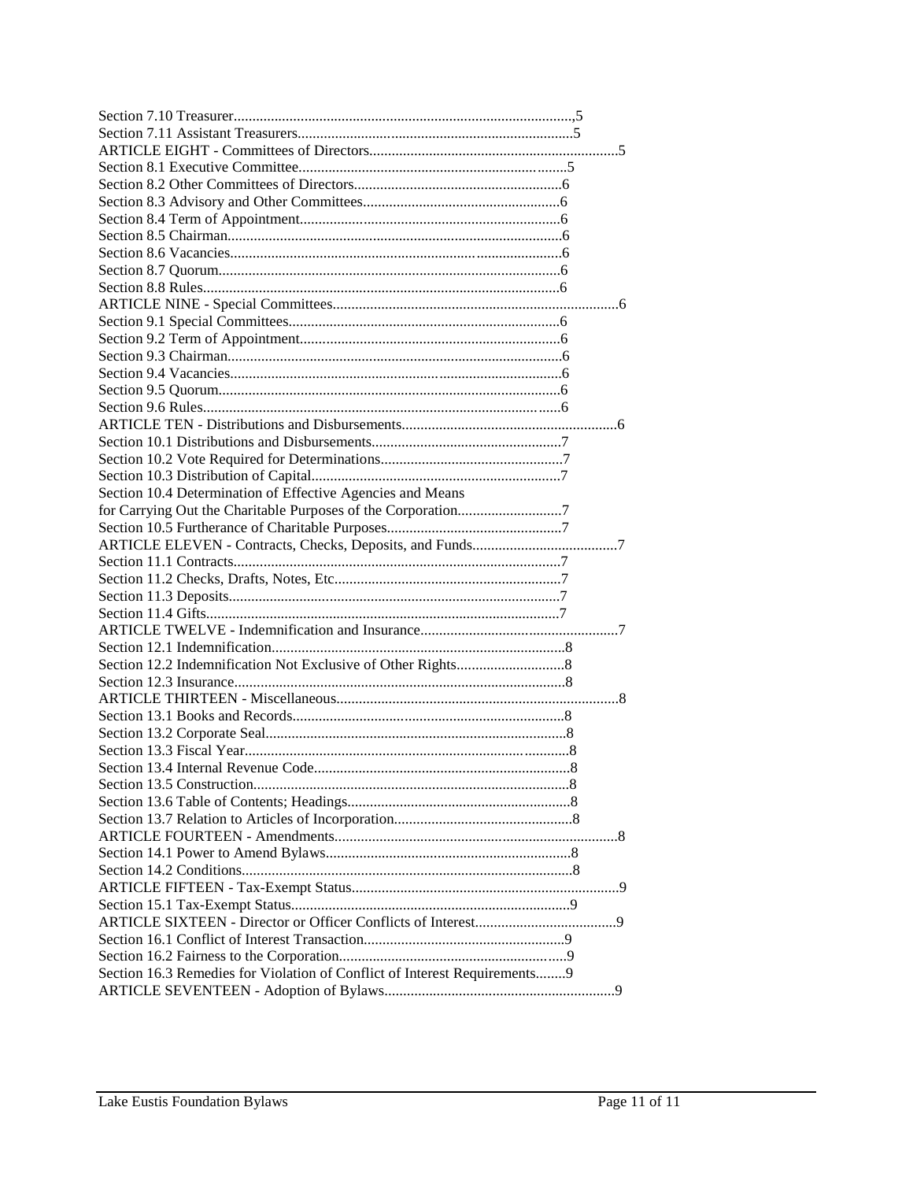Section 7.10 Treasurer...........................................................................................,5
Section 7.11 Assistant Treasurers.........................................................................5
ARTICLE EIGHT - Committees of Directors..................................................................5
Section 8.1 Executive Committee.......................................................................5
Section 8.2 Other Committees of Directors.......................................................6
Section 8.3 Advisory and Other Committees....................................................6
Section 8.4 Term of Appointment.....................................................................6
Section 8.5 Chairman.........................................................................................6
Section 8.6 Vacancies........................................................................................6
Section 8.7 Quorum...........................................................................................6
Section 8.8 Rules...............................................................................................6
ARTICLE NINE - Special Committees............................................................................6
Section 9.1 Special Committees........................................................................6
Section 9.2 Term of Appointment.....................................................................6
Section 9.3 Chairman.........................................................................................6
Section 9.4 Vacancies........................................................................................6
Section 9.5 Quorum...........................................................................................6
Section 9.6 Rules...............................................................................................6
ARTICLE TEN - Distributions and Disbursements.........................................................6
Section 10.1 Distributions and Disbursements..................................................7
Section 10.2 Vote Required for Determinations................................................7
Section 10.3 Distribution of Capital..................................................................7
Section 10.4 Determination of Effective Agencies and Means
for Carrying Out the Charitable Purposes of the Corporation............................7
Section 10.5 Furtherance of Charitable Purposes..............................................7
ARTICLE ELEVEN - Contracts, Checks, Deposits, and Funds.......................................7
Section 11.1 Contracts.......................................................................................7
Section 11.2 Checks, Drafts, Notes, Etc............................................................7
Section 11.3 Deposits........................................................................................7
Section 11.4 Gifts..............................................................................................7
ARTICLE TWELVE - Indemnification and Insurance....................................................7
Section 12.1 Indemnification..............................................................................8
Section 12.2 Indemnification Not Exclusive of Other Rights.............................8
Section 12.3 Insurance........................................................................................8
ARTICLE THIRTEEN - Miscellaneous...........................................................................8
Section 13.1 Books and Records........................................................................8
Section 13.2 Corporate Seal................................................................................8
Section 13.3 Fiscal Year......................................................................................8
Section 13.4 Internal Revenue Code....................................................................8
Section 13.5 Construction....................................................................................8
Section 13.6 Table of Contents; Headings...........................................................8
Section 13.7 Relation to Articles of Incorporation................................................8
ARTICLE FOURTEEN - Amendments............................................................................8
Section 14.1 Power to Amend Bylaws.................................................................8
Section 14.2 Conditions.......................................................................................8
ARTICLE FIFTEEN - Tax-Exempt Status........................................................................9
Section 15.1 Tax-Exempt Status..........................................................................9
ARTICLE SIXTEEN - Director or Officer Conflicts of Interest......................................9
Section 16.1 Conflict of Interest Transaction.....................................................9
Section 16.2 Fairness to the Corporation............................................................9
Section 16.3 Remedies for Violation of Conflict of Interest Requirements........9
ARTICLE SEVENTEEN - Adoption of Bylaws.............................................................9